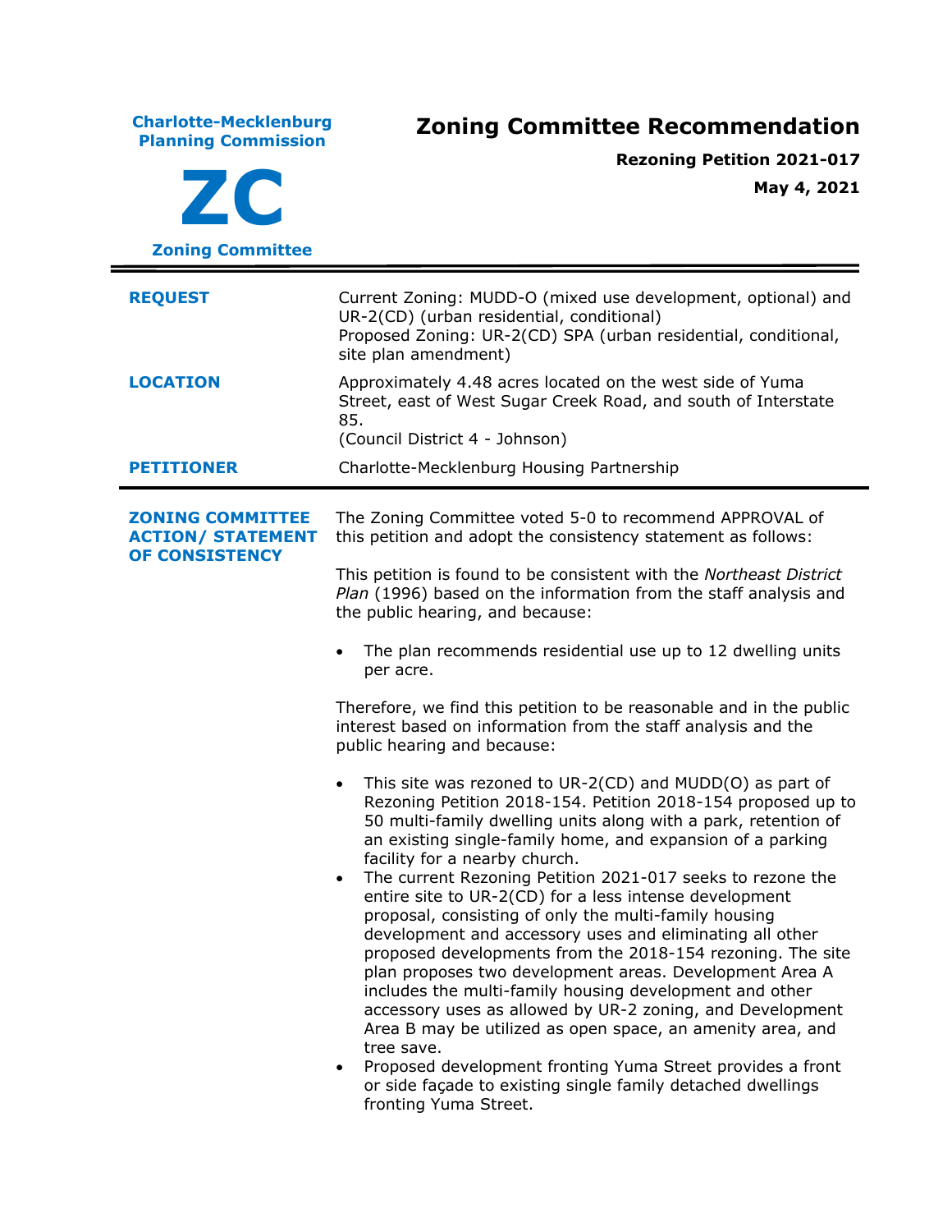**Charlotte-Mecklenburg Planning Commission**

**ZC**

**Zoning Committee**

# Zoning Committee Recommendation

**Rezoning Petition 2021-017**

**May 4, 2021**

---

| | |
|---|---|
| **REQUEST** | Current Zoning: MUDD-O (mixed use development, optional) and UR-2(CD) (urban residential, conditional)<br>Proposed Zoning: UR-2(CD) SPA (urban residential, conditional, site plan amendment) |
| **LOCATION** | Approximately 4.48 acres located on the west side of Yuma Street, east of West Sugar Creek Road, and south of Interstate 85.<br>(Council District 4 - Johnson) |
| **PETITIONER** | Charlotte-Mecklenburg Housing Partnership |

---

**ZONING COMMITTEE ACTION/ STATEMENT OF CONSISTENCY**

The Zoning Committee voted 5-0 to recommend APPROVAL of this petition and adopt the consistency statement as follows:

This petition is found to be consistent with the *Northeast District Plan* (1996) based on the information from the staff analysis and the public hearing, and because:

- The plan recommends residential use up to 12 dwelling units per acre.

Therefore, we find this petition to be reasonable and in the public interest based on information from the staff analysis and the public hearing and because:

- This site was rezoned to UR-2(CD) and MUDD(O) as part of Rezoning Petition 2018-154. Petition 2018-154 proposed up to 50 multi-family dwelling units along with a park, retention of an existing single-family home, and expansion of a parking facility for a nearby church.
- The current Rezoning Petition 2021-017 seeks to rezone the entire site to UR-2(CD) for a less intense development proposal, consisting of only the multi-family housing development and accessory uses and eliminating all other proposed developments from the 2018-154 rezoning. The site plan proposes two development areas. Development Area A includes the multi-family housing development and other accessory uses as allowed by UR-2 zoning, and Development Area B may be utilized as open space, an amenity area, and tree save.
- Proposed development fronting Yuma Street provides a front or side façade to existing single family detached dwellings fronting Yuma Street.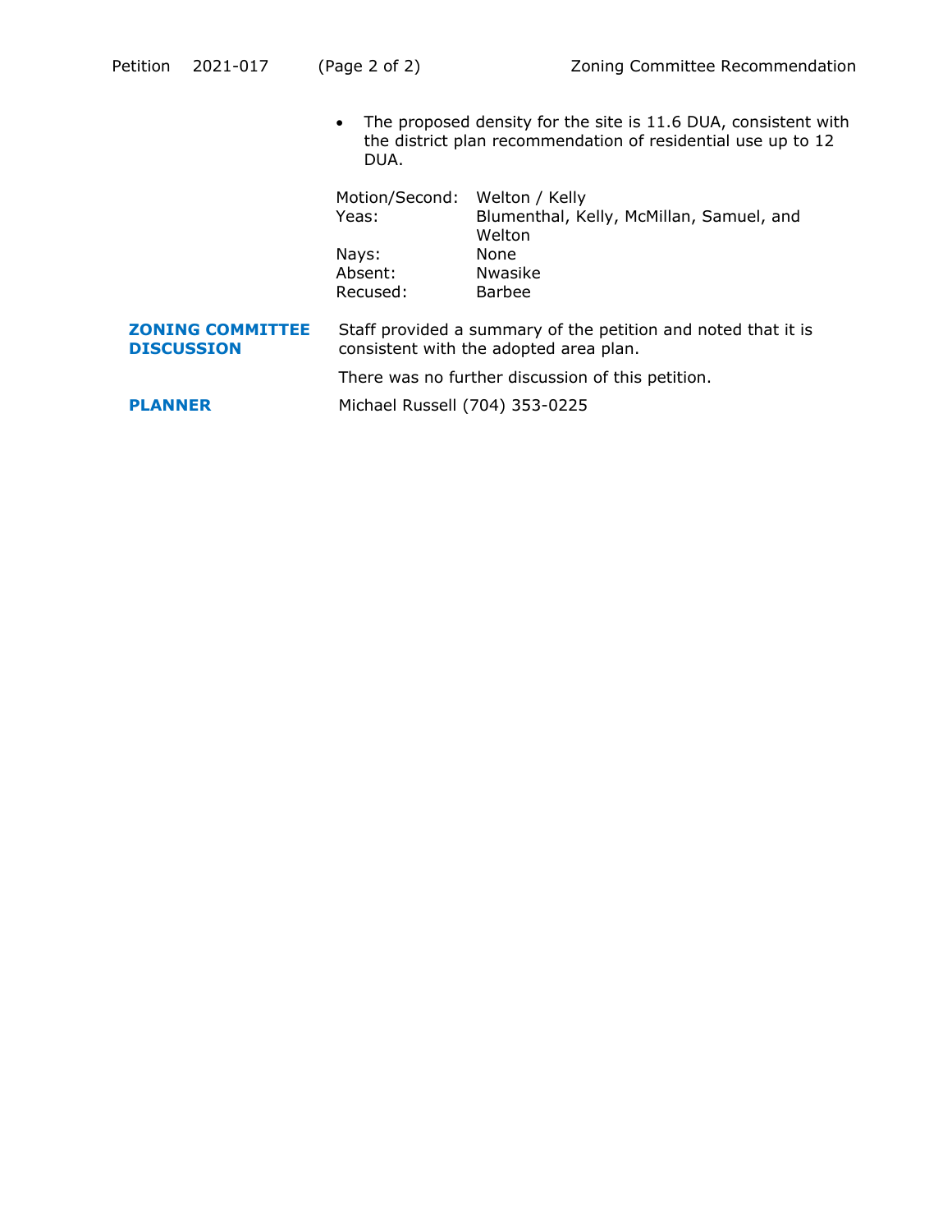- The proposed density for the site is 11.6 DUA, consistent with the district plan recommendation of residential use up to 12 DUA.

| | |
|---|---|
| Motion/Second: | Welton / Kelly |
| Yeas: | Blumenthal, Kelly, McMillan, Samuel, and Welton |
| Nays: | None |
| Absent: | Nwasike |
| Recused: | Barbee |

**ZONING COMMITTEE DISCUSSION**

Staff provided a summary of the petition and noted that it is consistent with the adopted area plan.

There was no further discussion of this petition.

**PLANNER**

Michael Russell (704) 353-0225